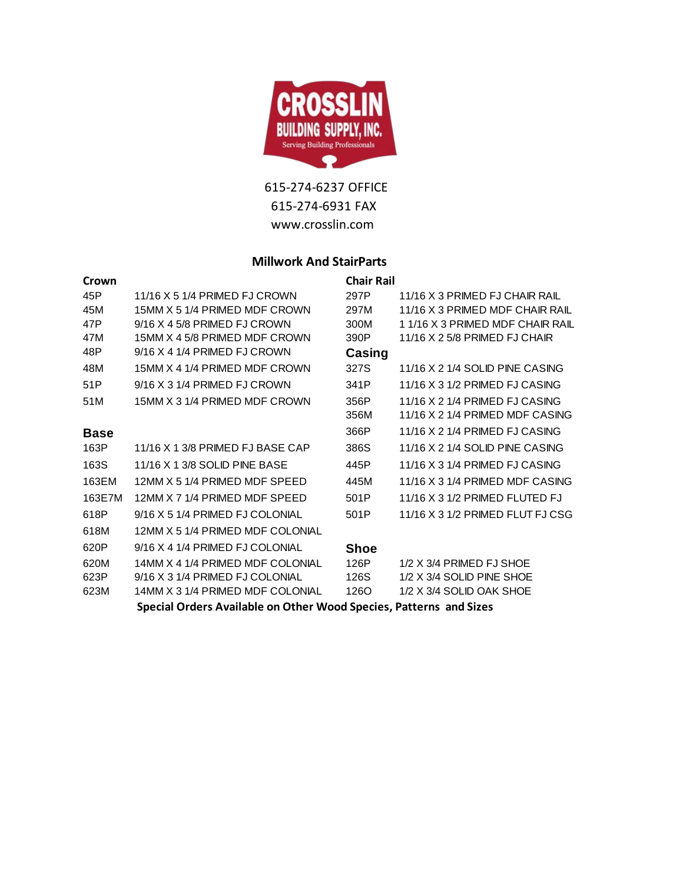# CROSSLIN BUILDING SUPPLY, INC.

Serving Building Professionals

615-274-6237 OFFICE

615-274-6931 FAX

www.crosslin.com

## Millwork And StairParts

### Crown

| Code | Description |
|---|---|
| 45P | 11/16 X 5 1/4 PRIMED FJ CROWN |
| 45M | 15MM X 5 1/4 PRIMED MDF CROWN |
| 47P | 9/16 X 4 5/8 PRIMED FJ CROWN |
| 47M | 15MM X 4 5/8 PRIMED MDF CROWN |
| 48P | 9/16 X 4 1/4 PRIMED FJ CROWN |
| 48M | 15MM X 4 1/4 PRIMED MDF CROWN |
| 51P | 9/16 X 3 1/4 PRIMED FJ CROWN |
| 51M | 15MM X 3 1/4 PRIMED MDF CROWN |

### Base

| Code | Description |
|---|---|
| 163P | 11/16 X 1 3/8 PRIMED FJ BASE CAP |
| 163S | 11/16 X 1 3/8 SOLID PINE BASE |
| 163EM | 12MM X 5 1/4 PRIMED MDF SPEED |
| 163E7M | 12MM X 7 1/4 PRIMED MDF SPEED |
| 618P | 9/16 X 5 1/4 PRIMED FJ COLONIAL |
| 618M | 12MM X 5 1/4 PRIMED MDF COLONIAL |
| 620P | 9/16 X 4 1/4 PRIMED FJ COLONIAL |
| 620M | 14MM X 4 1/4 PRIMED MDF COLONIAL |
| 623P | 9/16 X 3 1/4 PRIMED FJ COLONIAL |
| 623M | 14MM X 3 1/4 PRIMED MDF COLONIAL |

### Chair Rail

| Code | Description |
|---|---|
| 297P | 11/16 X 3 PRIMED FJ CHAIR RAIL |
| 297M | 11/16 X 3 PRIMED MDF CHAIR RAIL |
| 300M | 1 1/16 X 3 PRIMED MDF CHAIR RAIL |
| 390P | 11/16 X 2 5/8 PRIMED FJ CHAIR |

### Casing

| Code | Description |
|---|---|
| 327S | 11/16 X 2 1/4 SOLID PINE CASING |
| 341P | 11/16 X 3 1/2 PRIMED FJ CASING |
| 356P | 11/16 X 2 1/4 PRIMED FJ CASING |
| 356M | 11/16 X 2 1/4 PRIMED MDF CASING |
| 366P | 11/16 X 2 1/4 PRIMED FJ CASING |
| 386S | 11/16 X 2 1/4 SOLID PINE CASING |
| 445P | 11/16 X 3 1/4 PRIMED FJ CASING |
| 445M | 11/16 X 3 1/4 PRIMED MDF CASING |
| 501P | 11/16 X 3 1/2 PRIMED FLUTED FJ |
| 501P | 11/16 X 3 1/2 PRIMED FLUT FJ CSG |

### Shoe

| Code | Description |
|---|---|
| 126P | 1/2 X 3/4 PRIMED FJ SHOE |
| 126S | 1/2 X 3/4 SOLID PINE SHOE |
| 126O | 1/2 X 3/4 SOLID OAK SHOE |

**Special Orders Available on Other Wood Species, Patterns and Sizes**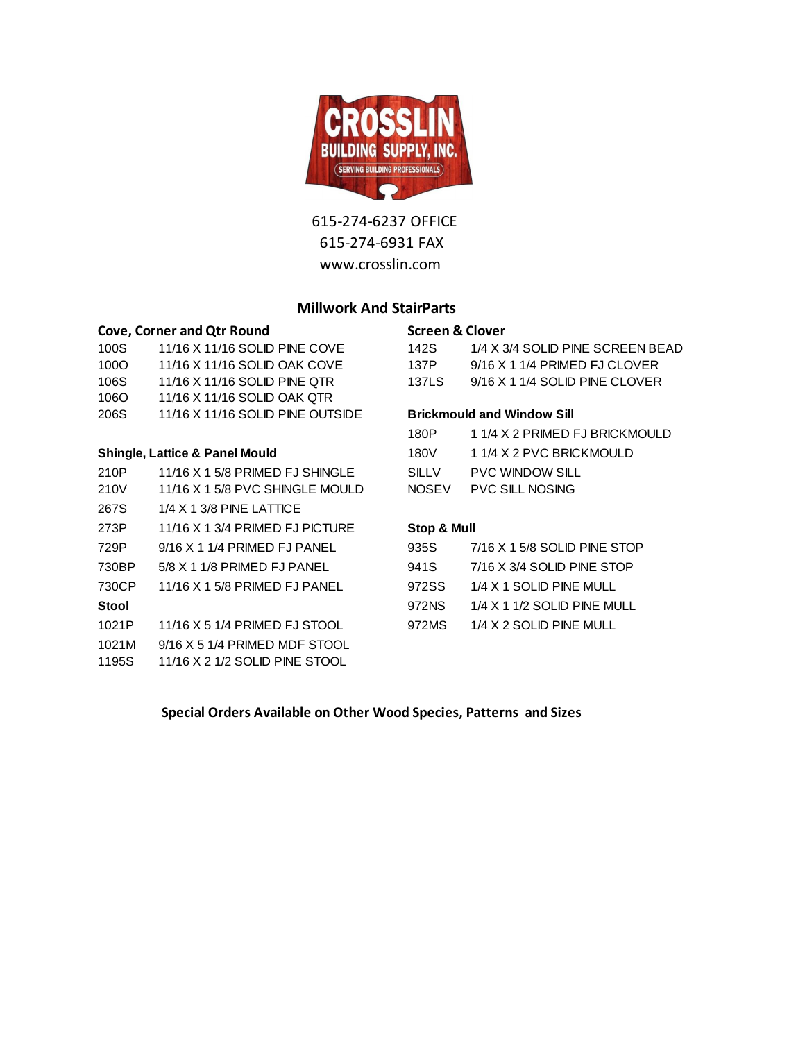**CROSSLIN BUILDING SUPPLY, INC.**
SERVING BUILDING PROFESSIONALS

615-274-6237 OFFICE
615-274-6931 FAX
www.crosslin.com

## Millwork And StairParts

### Cove, Corner and Qtr Round

| | |
|---|---|
| 100S | 11/16 X 11/16 SOLID PINE COVE |
| 100O | 11/16 X 11/16 SOLID OAK COVE |
| 106S | 11/16 X 11/16 SOLID PINE QTR |
| 106O | 11/16 X 11/16 SOLID OAK QTR |
| 206S | 11/16 X 11/16 SOLID PINE OUTSIDE |

### Shingle, Lattice & Panel Mould

| | |
|---|---|
| 210P | 11/16 X 1 5/8 PRIMED FJ SHINGLE |
| 210V | 11/16 X 1 5/8 PVC SHINGLE MOULD |
| 267S | 1/4 X 1 3/8 PINE LATTICE |
| 273P | 11/16 X 1 3/4 PRIMED FJ PICTURE |
| 729P | 9/16 X 1 1/4 PRIMED FJ PANEL |
| 730BP | 5/8 X 1 1/8 PRIMED FJ PANEL |
| 730CP | 11/16 X 1 5/8 PRIMED FJ PANEL |

### Stool

| | |
|---|---|
| 1021P | 11/16 X 5 1/4 PRIMED FJ STOOL |
| 1021M | 9/16 X 5 1/4 PRIMED MDF STOOL |
| 1195S | 11/16 X 2 1/2 SOLID PINE STOOL |

### Screen & Clover

| | |
|---|---|
| 142S | 1/4 X 3/4 SOLID PINE SCREEN BEAD |
| 137P | 9/16 X 1 1/4 PRIMED FJ CLOVER |
| 137LS | 9/16 X 1 1/4 SOLID PINE CLOVER |

### Brickmould and Window Sill

| | |
|---|---|
| 180P | 1 1/4 X 2 PRIMED FJ BRICKMOULD |
| 180V | 1 1/4 X 2 PVC BRICKMOULD |
| SILLV | PVC WINDOW SILL |
| NOSEV | PVC SILL NOSING |

### Stop & Mull

| | |
|---|---|
| 935S | 7/16 X 1 5/8 SOLID PINE STOP |
| 941S | 7/16 X 3/4 SOLID PINE STOP |
| 972SS | 1/4 X 1 SOLID PINE MULL |
| 972NS | 1/4 X 1 1/2 SOLID PINE MULL |
| 972MS | 1/4 X 2 SOLID PINE MULL |

**Special Orders Available on Other Wood Species, Patterns and Sizes**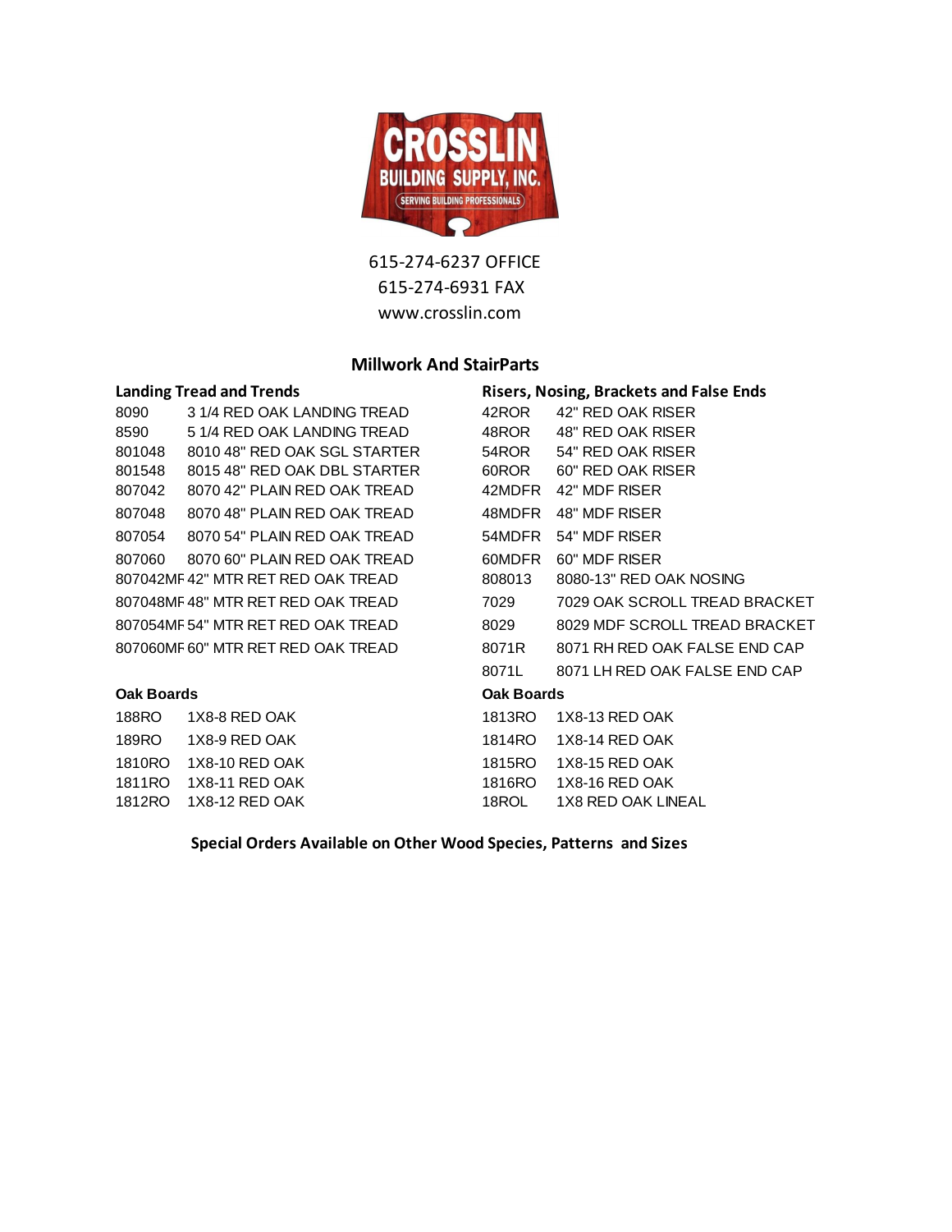# CROSSLIN BUILDING SUPPLY, INC.

SERVING BUILDING PROFESSIONALS

615-274-6237 OFFICE
615-274-6931 FAX
www.crosslin.com

## Millwork And StairParts

### Landing Tread and Trends

| | |
|---|---|
| 8090 | 3 1/4 RED OAK LANDING TREAD |
| 8590 | 5 1/4 RED OAK LANDING TREAD |
| 801048 | 8010 48" RED OAK SGL STARTER |
| 801548 | 8015 48" RED OAK DBL STARTER |
| 807042 | 8070 42" PLAIN RED OAK TREAD |
| 807048 | 8070 48" PLAIN RED OAK TREAD |
| 807054 | 8070 54" PLAIN RED OAK TREAD |
| 807060 | 8070 60" PLAIN RED OAK TREAD |
| 807042MF | 42" MTR RET RED OAK TREAD |
| 807048MF | 48" MTR RET RED OAK TREAD |
| 807054MF | 54" MTR RET RED OAK TREAD |
| 807060MF | 60" MTR RET RED OAK TREAD |

### Risers, Nosing, Brackets and False Ends

| | |
|---|---|
| 42ROR | 42" RED OAK RISER |
| 48ROR | 48" RED OAK RISER |
| 54ROR | 54" RED OAK RISER |
| 60ROR | 60" RED OAK RISER |
| 42MDFR | 42" MDF RISER |
| 48MDFR | 48" MDF RISER |
| 54MDFR | 54" MDF RISER |
| 60MDFR | 60" MDF RISER |
| 808013 | 8080-13" RED OAK NOSING |
| 7029 | 7029 OAK SCROLL TREAD BRACKET |
| 8029 | 8029 MDF SCROLL TREAD BRACKET |
| 8071R | 8071 RH RED OAK FALSE END CAP |
| 8071L | 8071 LH RED OAK FALSE END CAP |

### Oak Boards

| | |
|---|---|
| 188RO | 1X8-8 RED OAK |
| 189RO | 1X8-9 RED OAK |
| 1810RO | 1X8-10 RED OAK |
| 1811RO | 1X8-11 RED OAK |
| 1812RO | 1X8-12 RED OAK |
| 1813RO | 1X8-13 RED OAK |
| 1814RO | 1X8-14 RED OAK |
| 1815RO | 1X8-15 RED OAK |
| 1816RO | 1X8-16 RED OAK |
| 18ROL | 1X8 RED OAK LINEAL |

**Special Orders Available on Other Wood Species, Patterns and Sizes**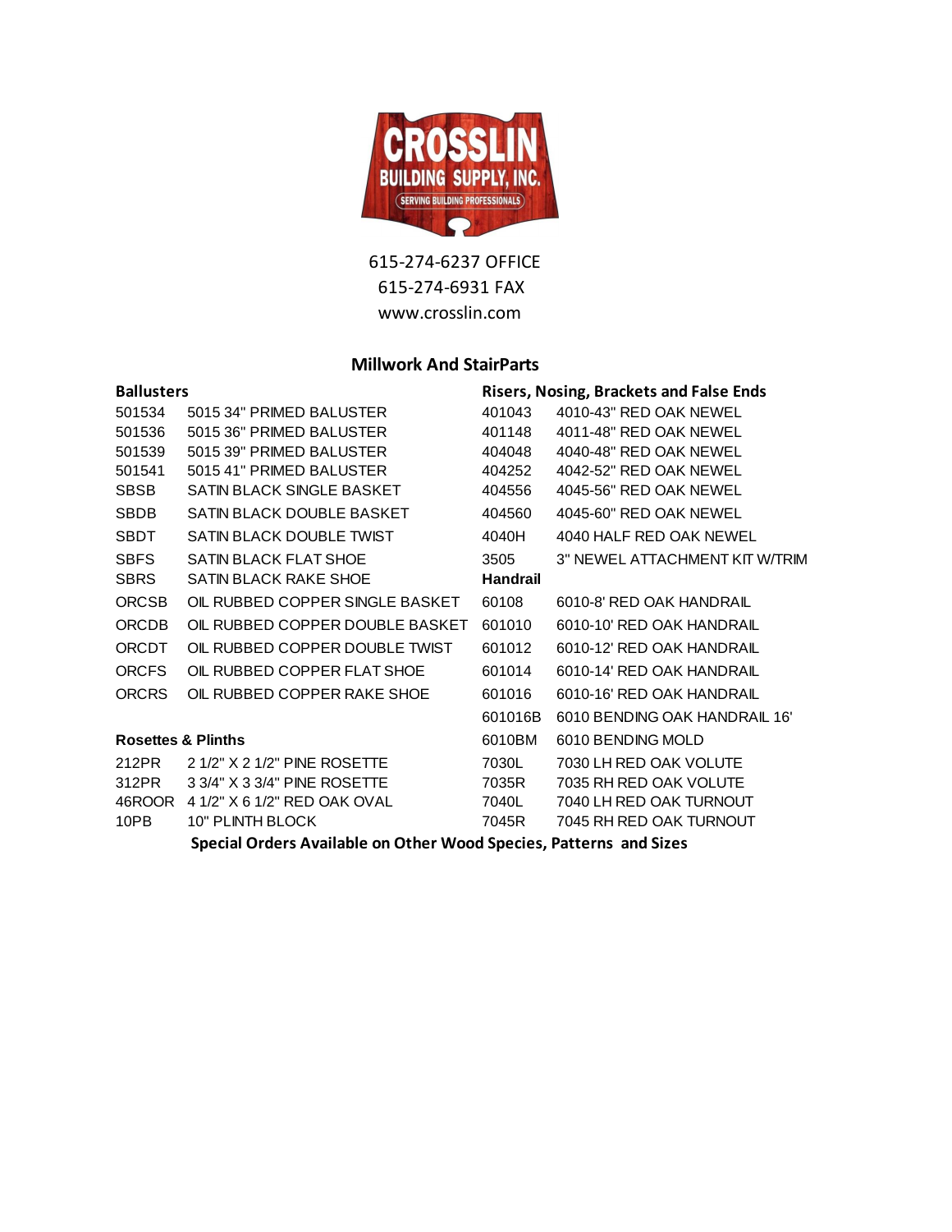CROSSLIN BUILDING SUPPLY, INC.

SERVING BUILDING PROFESSIONALS

615-274-6237 OFFICE
615-274-6931 FAX
www.crosslin.com

## Millwork And StairParts

### Ballusters

| | |
|---|---|
| 501534 | 5015 34" PRIMED BALUSTER |
| 501536 | 5015 36" PRIMED BALUSTER |
| 501539 | 5015 39" PRIMED BALUSTER |
| 501541 | 5015 41" PRIMED BALUSTER |
| SBSB | SATIN BLACK SINGLE BASKET |
| SBDB | SATIN BLACK DOUBLE BASKET |
| SBDT | SATIN BLACK DOUBLE TWIST |
| SBFS | SATIN BLACK FLAT SHOE |
| SBRS | SATIN BLACK RAKE SHOE |
| ORCSB | OIL RUBBED COPPER SINGLE BASKET |
| ORCDB | OIL RUBBED COPPER DOUBLE BASKET |
| ORCDT | OIL RUBBED COPPER DOUBLE TWIST |
| ORCFS | OIL RUBBED COPPER FLAT SHOE |
| ORCRS | OIL RUBBED COPPER RAKE SHOE |

### Rosettes & Plinths

| | |
|---|---|
| 212PR | 2 1/2" X 2 1/2" PINE ROSETTE |
| 312PR | 3 3/4" X 3 3/4" PINE ROSETTE |
| 46ROOR | 4 1/2" X 6 1/2" RED OAK OVAL |
| 10PB | 10" PLINTH BLOCK |

### Risers, Nosing, Brackets and False Ends

| | |
|---|---|
| 401043 | 4010-43" RED OAK NEWEL |
| 401148 | 4011-48" RED OAK NEWEL |
| 404048 | 4040-48" RED OAK NEWEL |
| 404252 | 4042-52" RED OAK NEWEL |
| 404556 | 4045-56" RED OAK NEWEL |
| 404560 | 4045-60" RED OAK NEWEL |
| 4040H | 4040 HALF RED OAK NEWEL |
| 3505 | 3" NEWEL ATTACHMENT KIT W/TRIM |

### Handrail

| | |
|---|---|
| 60108 | 6010-8' RED OAK HANDRAIL |
| 601010 | 6010-10' RED OAK HANDRAIL |
| 601012 | 6010-12' RED OAK HANDRAIL |
| 601014 | 6010-14' RED OAK HANDRAIL |
| 601016 | 6010-16' RED OAK HANDRAIL |
| 601016B | 6010 BENDING OAK HANDRAIL 16' |
| 6010BM | 6010 BENDING MOLD |
| 7030L | 7030 LH RED OAK VOLUTE |
| 7035R | 7035 RH RED OAK VOLUTE |
| 7040L | 7040 LH RED OAK TURNOUT |
| 7045R | 7045 RH RED OAK TURNOUT |

**Special Orders Available on Other Wood Species, Patterns and Sizes**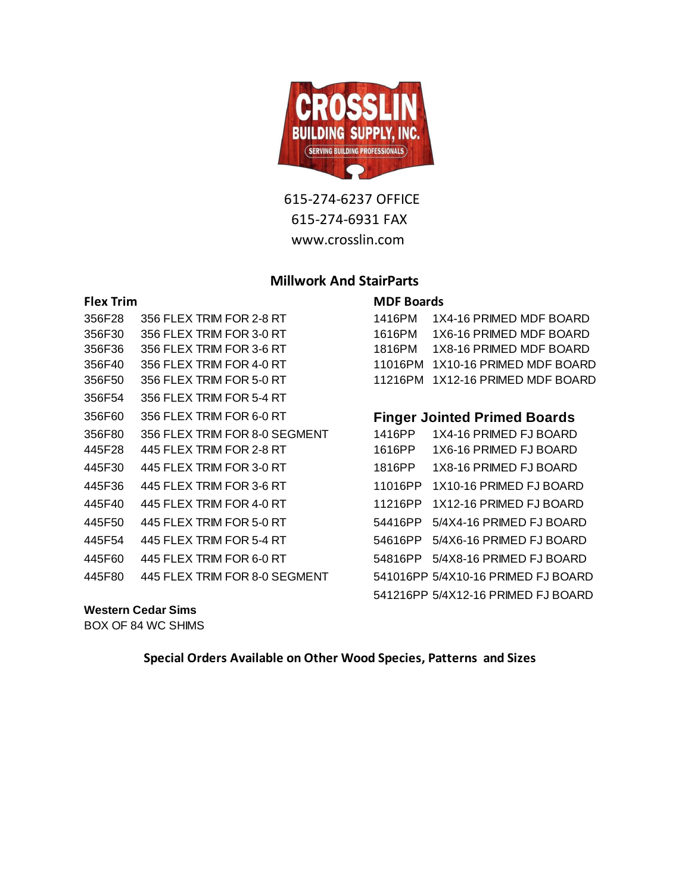CROSSLIN BUILDING SUPPLY, INC.
SERVING BUILDING PROFESSIONALS

615-274-6237 OFFICE
615-274-6931 FAX
www.crosslin.com

## Millwork And StairParts

### Flex Trim

| | |
|---|---|
| 356F28 | 356 FLEX TRIM FOR 2-8 RT |
| 356F30 | 356 FLEX TRIM FOR 3-0 RT |
| 356F36 | 356 FLEX TRIM FOR 3-6 RT |
| 356F40 | 356 FLEX TRIM FOR 4-0 RT |
| 356F50 | 356 FLEX TRIM FOR 5-0 RT |
| 356F54 | 356 FLEX TRIM FOR 5-4 RT |
| 356F60 | 356 FLEX TRIM FOR 6-0 RT |
| 356F80 | 356 FLEX TRIM FOR 8-0 SEGMENT |
| 445F28 | 445 FLEX TRIM FOR 2-8 RT |
| 445F30 | 445 FLEX TRIM FOR 3-0 RT |
| 445F36 | 445 FLEX TRIM FOR 3-6 RT |
| 445F40 | 445 FLEX TRIM FOR 4-0 RT |
| 445F50 | 445 FLEX TRIM FOR 5-0 RT |
| 445F54 | 445 FLEX TRIM FOR 5-4 RT |
| 445F60 | 445 FLEX TRIM FOR 6-0 RT |
| 445F80 | 445 FLEX TRIM FOR 8-0 SEGMENT |

### MDF Boards

| | |
|---|---|
| 1416PM | 1X4-16 PRIMED MDF BOARD |
| 1616PM | 1X6-16 PRIMED MDF BOARD |
| 1816PM | 1X8-16 PRIMED MDF BOARD |
| 11016PM | 1X10-16 PRIMED MDF BOARD |
| 11216PM | 1X12-16 PRIMED MDF BOARD |

### Finger Jointed Primed Boards

| | |
|---|---|
| 1416PP | 1X4-16 PRIMED FJ BOARD |
| 1616PP | 1X6-16 PRIMED FJ BOARD |
| 1816PP | 1X8-16 PRIMED FJ BOARD |
| 11016PP | 1X10-16 PRIMED FJ BOARD |
| 11216PP | 1X12-16 PRIMED FJ BOARD |
| 54416PP | 5/4X4-16 PRIMED FJ BOARD |
| 54616PP | 5/4X6-16 PRIMED FJ BOARD |
| 54816PP | 5/4X8-16 PRIMED FJ BOARD |
| 541016PP | 5/4X10-16 PRIMED FJ BOARD |
| 541216PP | 5/4X12-16 PRIMED FJ BOARD |

### Western Cedar Sims

BOX OF 84 WC SHIMS

**Special Orders Available on Other Wood Species, Patterns and Sizes**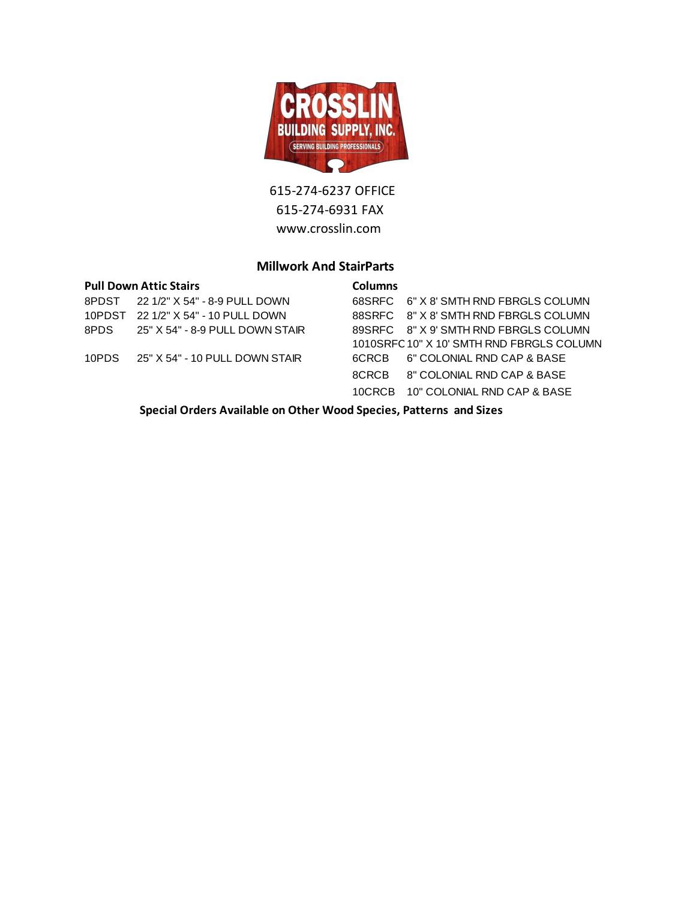CROSSLIN BUILDING SUPPLY, INC.

SERVING BUILDING PROFESSIONALS

615-274-6237 OFFICE

615-274-6931 FAX

www.crosslin.com

## Millwork And StairParts

### Pull Down Attic Stairs

| | |
|---|---|
| 8PDST | 22 1/2" X 54" - 8-9 PULL DOWN |
| 10PDST | 22 1/2" X 54" - 10 PULL DOWN |
| 8PDS | 25" X 54" - 8-9 PULL DOWN STAIR |
| 10PDS | 25" X 54" - 10 PULL DOWN STAIR |

### Columns

| | |
|---|---|
| 68SRFC | 6" X 8' SMTH RND FBRGLS COLUMN |
| 88SRFC | 8" X 8' SMTH RND FBRGLS COLUMN |
| 89SRFC | 8" X 9' SMTH RND FBRGLS COLUMN |
| 1010SRFC | 10" X 10' SMTH RND FBRGLS COLUMN |
| 6CRCB | 6" COLONIAL RND CAP & BASE |
| 8CRCB | 8" COLONIAL RND CAP & BASE |
| 10CRCB | 10" COLONIAL RND CAP & BASE |

**Special Orders Available on Other Wood Species, Patterns and Sizes**